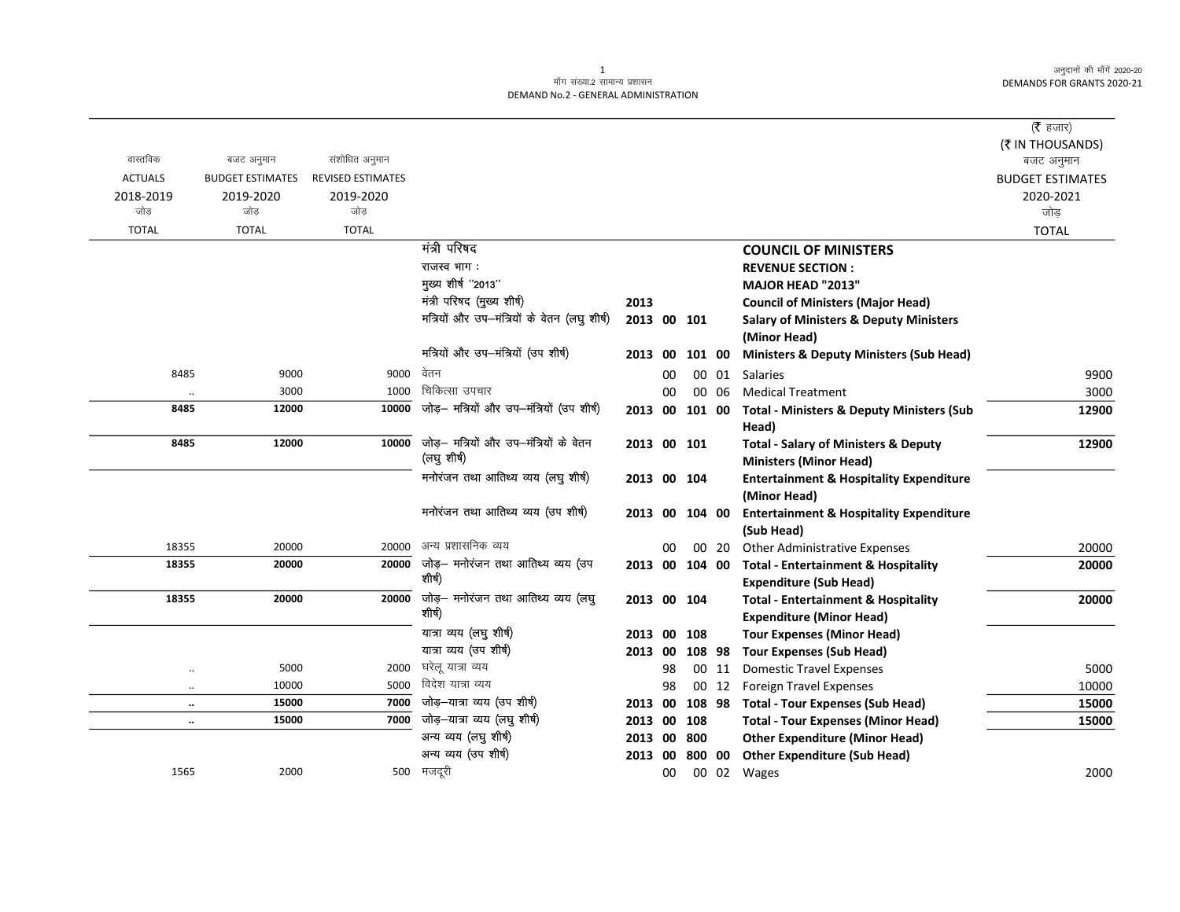मॉंग संख्या.2 सामान्य प्रशासन
DEMAND No.2 - GENERAL ADMINISTRATION

अनुदानों की मॉंगें 2020-20
DEMANDS FOR GRANTS 2020-21

(₹ हजार)
(₹ IN THOUSANDS)

| वास्तविक ACTUALS 2018-2019 जोड़ TOTAL | बजट अनुमान BUDGET ESTIMATES 2019-2020 जोड़ TOTAL | संशोधित अनुमान REVISED ESTIMATES 2019-2020 जोड़ TOTAL | | | | | | | बजट अनुमान BUDGET ESTIMATES 2020-2021 जोड़ TOTAL |
|---|---|---|---|---|---|---|---|---|---|
| | | | मंत्री परिषद | | | | | **COUNCIL OF MINISTERS** | |
| | | | राजस्व भाग : | | | | | **REVENUE SECTION :** | |
| | | | मुख्य शीर्ष "2013" | | | | | **MAJOR HEAD "2013"** | |
| | | | मंत्री परिषद (मुख्य शीर्ष) | 2013 | | | | **Council of Ministers (Major Head)** | |
| | | | मंत्रियों और उप–मंत्रियों के वेतन (लघु शीर्ष) | 2013 | 00 | 101 | | **Salary of Ministers & Deputy Ministers (Minor Head)** | |
| | | | मंत्रियों और उप–मंत्रियों (उप शीर्ष) | 2013 | 00 | 101 | 00 | **Ministers & Deputy Ministers (Sub Head)** | |
| 8485 | 9000 | 9000 | वेतन | | 00 | 00 | 01 | Salaries | 9900 |
| .. | 3000 | 1000 | चिकित्सा उपचार | | 00 | 00 | 06 | Medical Treatment | 3000 |
| **8485** | **12000** | **10000** | जोड़– मंत्रियों और उप–मंत्रियों (उप शीर्ष) | 2013 | 00 | 101 | 00 | **Total - Ministers & Deputy Ministers (Sub Head)** | **12900** |
| **8485** | **12000** | **10000** | जोड़– मंत्रियों और उप–मंत्रियों के वेतन (लघु शीर्ष) | 2013 | 00 | 101 | | **Total - Salary of Ministers & Deputy Ministers (Minor Head)** | **12900** |
| | | | मनोरंजन तथा आतिथ्य व्यय (लघु शीर्ष) | 2013 | 00 | 104 | | **Entertainment & Hospitality Expenditure (Minor Head)** | |
| | | | मनोरंजन तथा आतिथ्य व्यय (उप शीर्ष) | 2013 | 00 | 104 | 00 | **Entertainment & Hospitality Expenditure (Sub Head)** | |
| 18355 | 20000 | 20000 | अन्य प्रशासनिक व्यय | | 00 | 00 | 20 | Other Administrative Expenses | 20000 |
| **18355** | **20000** | **20000** | जोड़– मनोरंजन तथा आतिथ्य व्यय (उप शीर्ष) | 2013 | 00 | 104 | 00 | **Total - Entertainment & Hospitality Expenditure (Sub Head)** | **20000** |
| **18355** | **20000** | **20000** | जोड़– मनोरंजन तथा आतिथ्य व्यय (लघु शीर्ष) | 2013 | 00 | 104 | | **Total - Entertainment & Hospitality Expenditure (Minor Head)** | **20000** |
| | | | यात्रा व्यय (लघु शीर्ष) | 2013 | 00 | 108 | | **Tour Expenses (Minor Head)** | |
| | | | यात्रा व्यय (उप शीर्ष) | 2013 | 00 | 108 | 98 | **Tour Expenses (Sub Head)** | |
| .. | 5000 | 2000 | घरेलू यात्रा व्यय | | 98 | 00 | 11 | Domestic Travel Expenses | 5000 |
| .. | 10000 | 5000 | विदेश यात्रा व्यय | | 98 | 00 | 12 | Foreign Travel Expenses | 10000 |
| **..** | **15000** | **7000** | जोड़–यात्रा व्यय (उप शीर्ष) | 2013 | 00 | 108 | 98 | **Total - Tour Expenses (Sub Head)** | **15000** |
| **..** | **15000** | **7000** | जोड़–यात्रा व्यय (लघु शीर्ष) | 2013 | 00 | 108 | | **Total - Tour Expenses (Minor Head)** | **15000** |
| | | | अन्य व्यय (लघु शीर्ष) | 2013 | 00 | 800 | | **Other Expenditure (Minor Head)** | |
| | | | अन्य व्यय (उप शीर्ष) | 2013 | 00 | 800 | 00 | **Other Expenditure (Sub Head)** | |
| 1565 | 2000 | 500 | मजदूरी | | 00 | 00 | 02 | Wages | 2000 |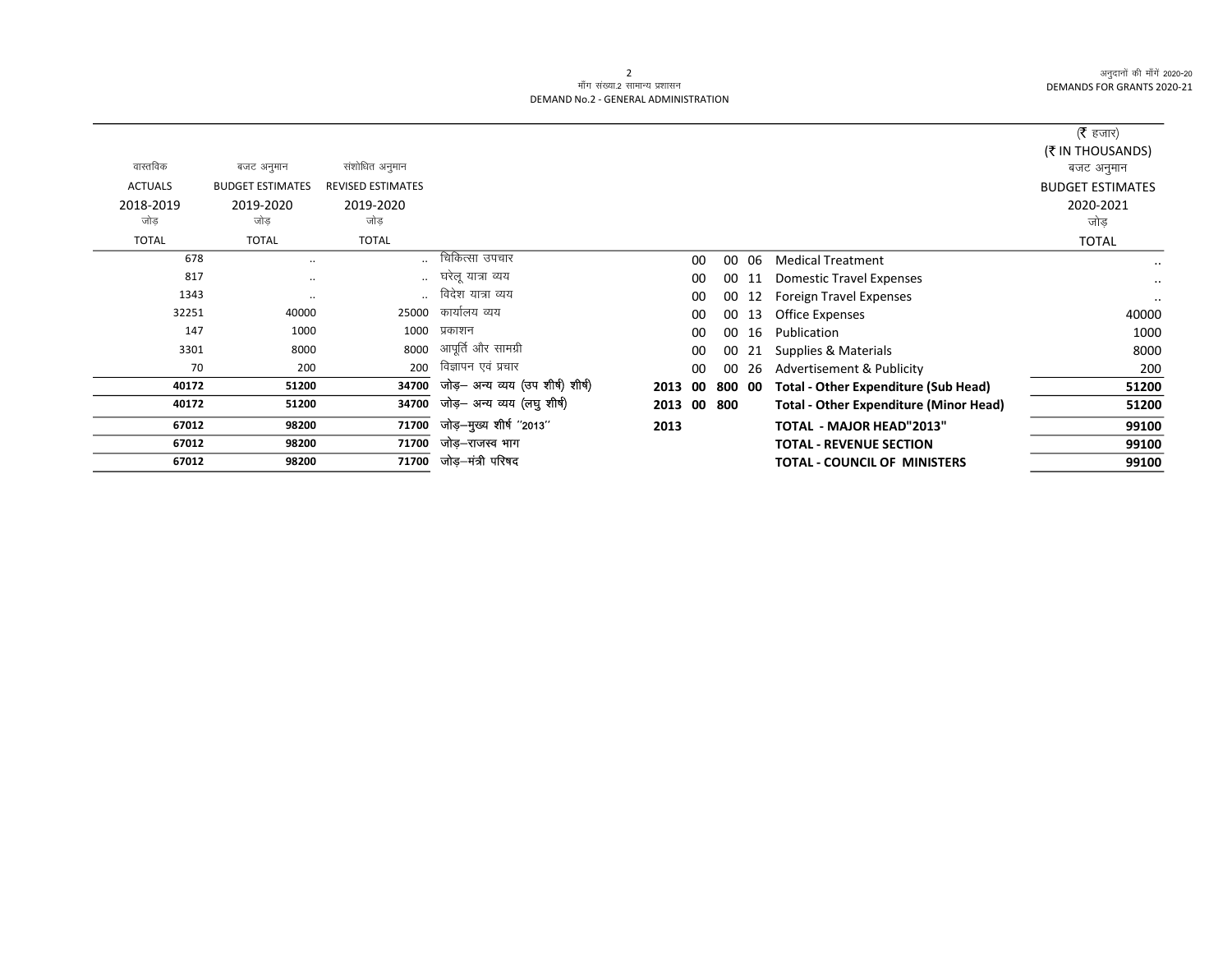मॉंग संख्या.2 सामान्य प्रशासन
DEMAND No.2 - GENERAL ADMINISTRATION

(₹ हजार)
(₹ IN THOUSANDS)

| वास्तविक ACTUALS 2018-2019 जोड़ TOTAL | बजट अनुमान BUDGET ESTIMATES 2019-2020 जोड़ TOTAL | संशोधित अनुमान REVISED ESTIMATES 2019-2020 जोड़ TOTAL | | | | | | | | बजट अनुमान BUDGET ESTIMATES 2020-2021 जोड़ TOTAL |
|---|---|---|---|---|---|---|---|---|---|---|
| 678 | .. | .. | चिकित्सा उपचार | | 00 | 00 | 06 | Medical Treatment | | .. |
| 817 | .. | .. | घरेलू यात्रा व्यय | | 00 | 00 | 11 | Domestic Travel Expenses | | .. |
| 1343 | .. | .. | विदेश यात्रा व्यय | | 00 | 00 | 12 | Foreign Travel Expenses | | .. |
| 32251 | 40000 | 25000 | कार्यालय व्यय | | 00 | 00 | 13 | Office Expenses | | 40000 |
| 147 | 1000 | 1000 | प्रकाशन | | 00 | 00 | 16 | Publication | | 1000 |
| 3301 | 8000 | 8000 | आपूर्ति और सामग्री | | 00 | 00 | 21 | Supplies & Materials | | 8000 |
| 70 | 200 | 200 | विज्ञापन एवं प्रचार | | 00 | 00 | 26 | Advertisement & Publicity | | 200 |
| **40172** | **51200** | **34700** | **जोड़– अन्य व्यय (उप शीर्ष) शीर्ष)** | **2013** | **00** | **800** | **00** | **Total - Other Expenditure (Sub Head)** | | **51200** |
| **40172** | **51200** | **34700** | **जोड़– अन्य व्यय (लघु शीर्ष)** | **2013** | **00** | **800** | | **Total - Other Expenditure (Minor Head)** | | **51200** |
| **67012** | **98200** | **71700** | **जोड़–मुख्य शीर्ष "2013"** | **2013** | | | | **TOTAL - MAJOR HEAD"2013"** | | **99100** |
| **67012** | **98200** | **71700** | **जोड़–राजस्व भाग** | | | | | **TOTAL - REVENUE SECTION** | | **99100** |
| **67012** | **98200** | **71700** | **जोड़–मंत्री परिषद** | | | | | **TOTAL - COUNCIL OF MINISTERS** | | **99100** |